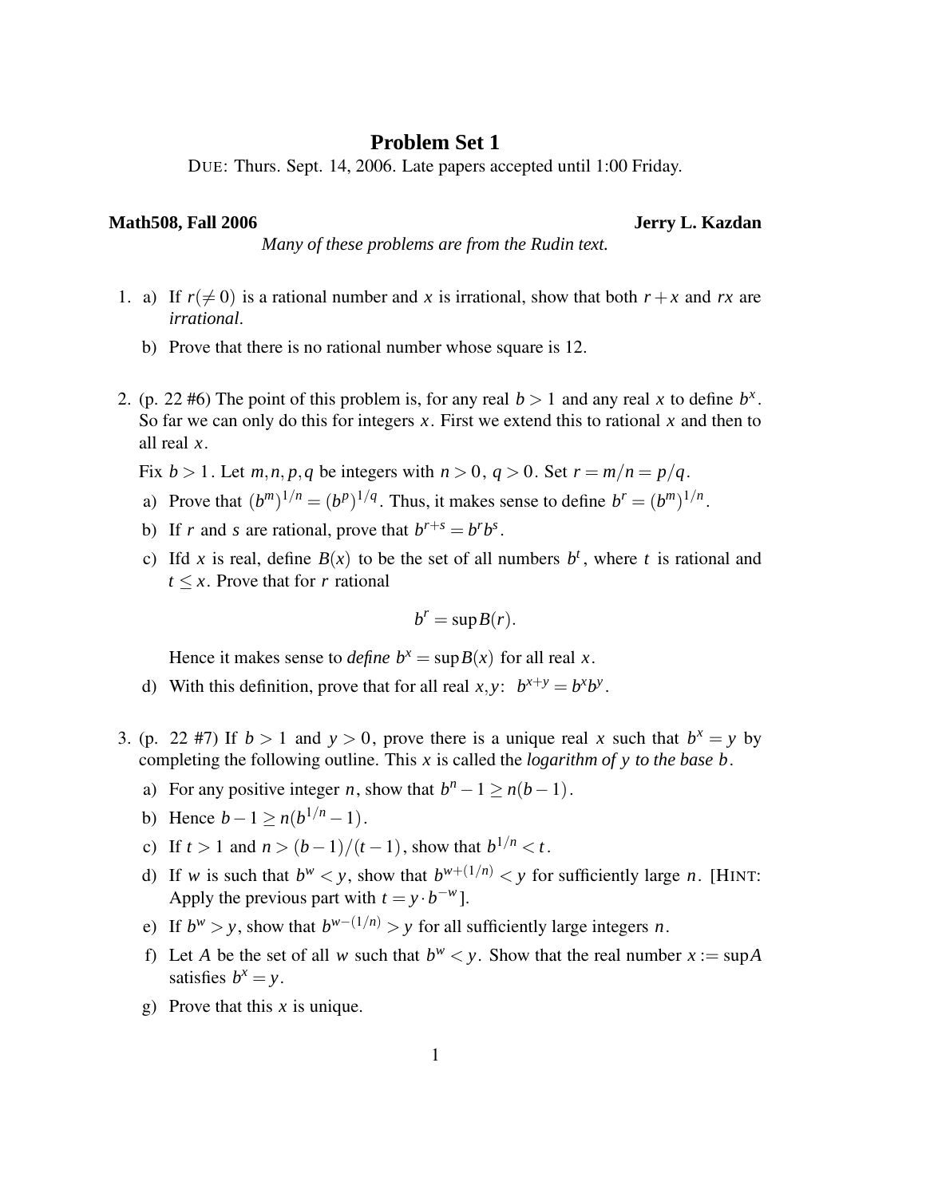# Problem Set 1

DUE: Thurs. Sept. 14, 2006. Late papers accepted until 1:00 Friday.

**Math508, Fall 2006** **Jerry L. Kazdan**

*Many of these problems are from the Rudin text.*

1. a) If $r (\neq 0)$ is a rational number and $x$ is irrational, show that both $r+x$ and $rx$ are *irrational*.

   b) Prove that there is no rational number whose square is 12.

2. (p. 22 #6) The point of this problem is, for any real $b > 1$ and any real $x$ to define $b^x$. So far we can only do this for integers $x$. First we extend this to rational $x$ and then to all real $x$.

   Fix $b > 1$. Let $m, n, p, q$ be integers with $n > 0$, $q > 0$. Set $r = m/n = p/q$.

   a) Prove that $(b^m)^{1/n} = (b^p)^{1/q}$. Thus, it makes sense to define $b^r = (b^m)^{1/n}$.

   b) If $r$ and $s$ are rational, prove that $b^{r+s} = b^r b^s$.

   c) Ifd $x$ is real, define $B(x)$ to be the set of all numbers $b^t$, where $t$ is rational and $t \leq x$. Prove that for $r$ rational

   $$b^r = \sup B(r).$$

   Hence it makes sense to *define* $b^x = \sup B(x)$ for all real $x$.

   d) With this definition, prove that for all real $x, y$: $b^{x+y} = b^x b^y$.

3. (p. 22 #7) If $b > 1$ and $y > 0$, prove there is a unique real $x$ such that $b^x = y$ by completing the following outline. This $x$ is called the *logarithm of $y$ to the base $b$*.

   a) For any positive integer $n$, show that $b^n - 1 \geq n(b-1)$.

   b) Hence $b - 1 \geq n(b^{1/n} - 1)$.

   c) If $t > 1$ and $n > (b-1)/(t-1)$, show that $b^{1/n} < t$.

   d) If $w$ is such that $b^w < y$, show that $b^{w+(1/n)} < y$ for sufficiently large $n$. [HINT: Apply the previous part with $t = y \cdot b^{-w}$].

   e) If $b^w > y$, show that $b^{w-(1/n)} > y$ for all sufficiently large integers $n$.

   f) Let $A$ be the set of all $w$ such that $b^w < y$. Show that the real number $x := \sup A$ satisfies $b^x = y$.

   g) Prove that this $x$ is unique.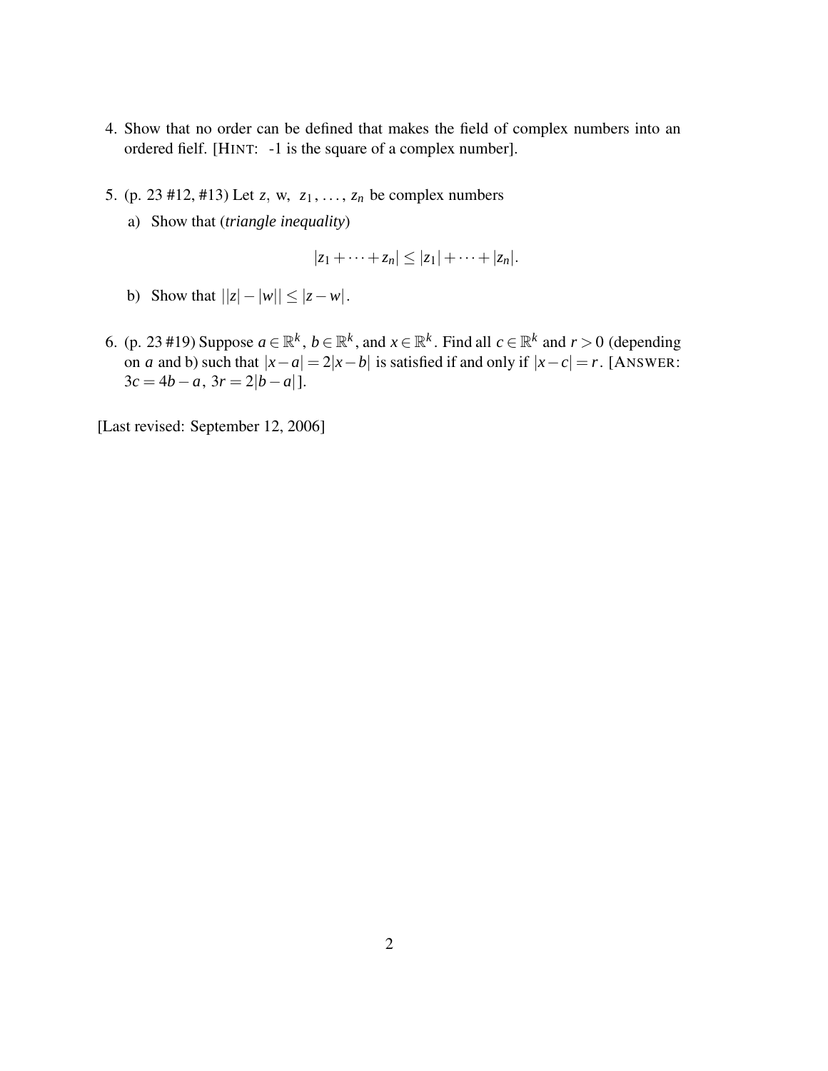4. Show that no order can be defined that makes the field of complex numbers into an ordered fielf. [HINT: -1 is the square of a complex number].

5. (p. 23 #12, #13) Let $z$, w, $z_1, \ldots, z_n$ be complex numbers

   a) Show that (*triangle inequality*)

   $$|z_1 + \cdots + z_n| \leq |z_1| + \cdots + |z_n|.$$

   b) Show that $||z| - |w|| \leq |z - w|$.

6. (p. 23 #19) Suppose $a \in \mathbb{R}^k$, $b \in \mathbb{R}^k$, and $x \in \mathbb{R}^k$. Find all $c \in \mathbb{R}^k$ and $r > 0$ (depending on $a$ and b) such that $|x - a| = 2|x - b|$ is satisfied if and only if $|x - c| = r$. [ANSWER: $3c = 4b - a$, $3r = 2|b - a|$].

[Last revised: September 12, 2006]